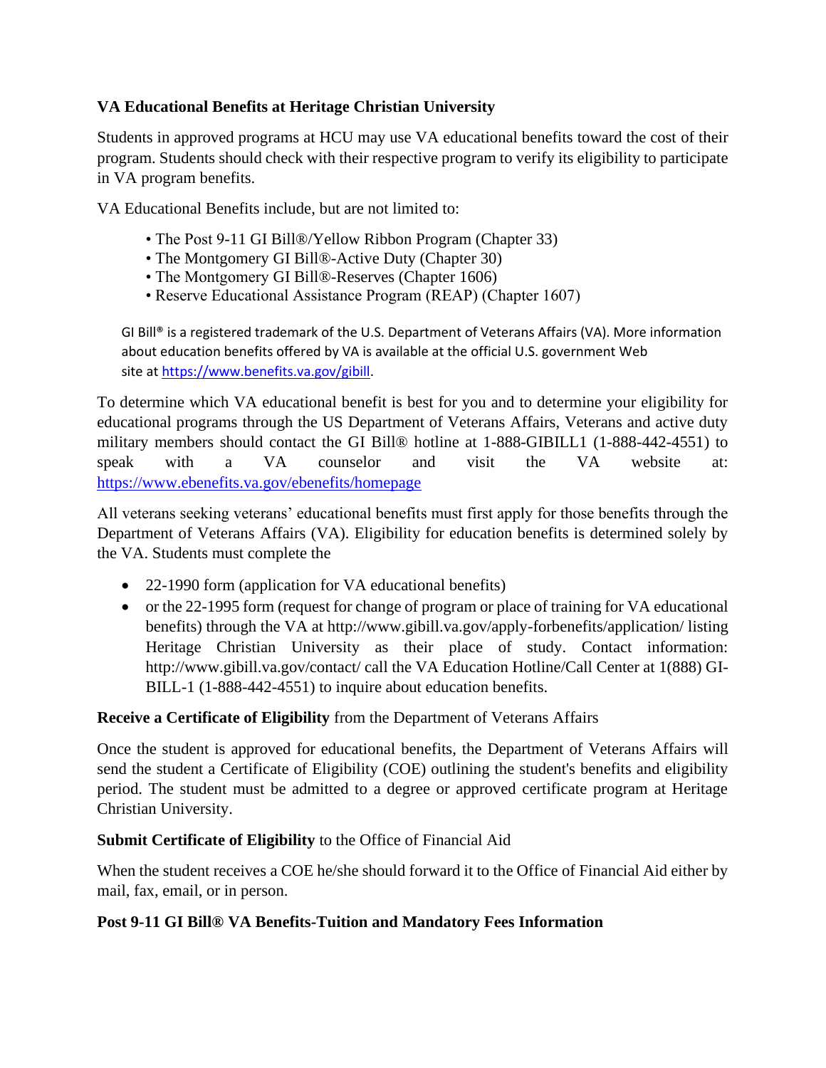**VA Educational Benefits at Heritage Christian University**

Students in approved programs at HCU may use VA educational benefits toward the cost of their program. Students should check with their respective program to verify its eligibility to participate in VA program benefits.

VA Educational Benefits include, but are not limited to:

- The Post 9-11 GI Bill®/Yellow Ribbon Program (Chapter 33)
- The Montgomery GI Bill®-Active Duty (Chapter 30)
- The Montgomery GI Bill®-Reserves (Chapter 1606)
- Reserve Educational Assistance Program (REAP) (Chapter 1607)

GI Bill® is a registered trademark of the U.S. Department of Veterans Affairs (VA). More information about education benefits offered by VA is available at the official U.S. government Web site at [https://www.benefits.va.gov/gibill](https://www.benefits.va.gov/gibill).

To determine which VA educational benefit is best for you and to determine your eligibility for educational programs through the US Department of Veterans Affairs, Veterans and active duty military members should contact the GI Bill® hotline at 1-888-GIBILL1 (1-888-442-4551) to speak with a VA counselor and visit the VA website at: [https://www.ebenefits.va.gov/ebenefits/homepage](https://www.ebenefits.va.gov/ebenefits/homepage)

All veterans seeking veterans' educational benefits must first apply for those benefits through the Department of Veterans Affairs (VA). Eligibility for education benefits is determined solely by the VA. Students must complete the

- 22-1990 form (application for VA educational benefits)
- or the 22-1995 form (request for change of program or place of training for VA educational benefits) through the VA at http://www.gibill.va.gov/apply-forbenefits/application/ listing Heritage Christian University as their place of study. Contact information: http://www.gibill.va.gov/contact/ call the VA Education Hotline/Call Center at 1(888) GI-BILL-1 (1-888-442-4551) to inquire about education benefits.

**Receive a Certificate of Eligibility** from the Department of Veterans Affairs

Once the student is approved for educational benefits, the Department of Veterans Affairs will send the student a Certificate of Eligibility (COE) outlining the student's benefits and eligibility period. The student must be admitted to a degree or approved certificate program at Heritage Christian University.

**Submit Certificate of Eligibility** to the Office of Financial Aid

When the student receives a COE he/she should forward it to the Office of Financial Aid either by mail, fax, email, or in person.

**Post 9-11 GI Bill® VA Benefits-Tuition and Mandatory Fees Information**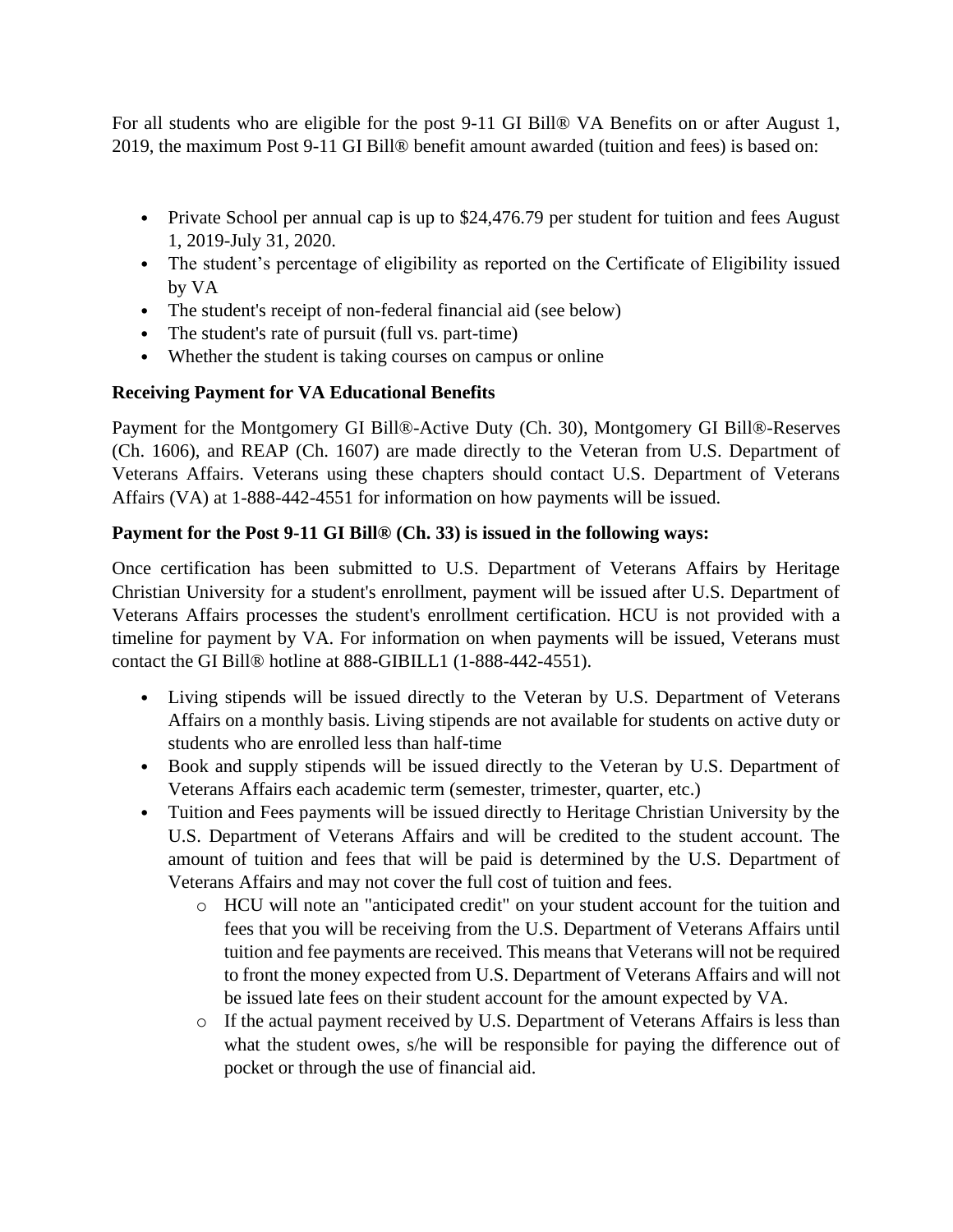For all students who are eligible for the post 9-11 GI Bill® VA Benefits on or after August 1, 2019, the maximum Post 9-11 GI Bill® benefit amount awarded (tuition and fees) is based on:

- Private School per annual cap is up to $24,476.79 per student for tuition and fees August 1, 2019-July 31, 2020.
- The student's percentage of eligibility as reported on the Certificate of Eligibility issued by VA
- The student's receipt of non-federal financial aid (see below)
- The student's rate of pursuit (full vs. part-time)
- Whether the student is taking courses on campus or online

**Receiving Payment for VA Educational Benefits**

Payment for the Montgomery GI Bill®-Active Duty (Ch. 30), Montgomery GI Bill®-Reserves (Ch. 1606), and REAP (Ch. 1607) are made directly to the Veteran from U.S. Department of Veterans Affairs. Veterans using these chapters should contact U.S. Department of Veterans Affairs (VA) at 1-888-442-4551 for information on how payments will be issued.

**Payment for the Post 9-11 GI Bill® (Ch. 33) is issued in the following ways:**

Once certification has been submitted to U.S. Department of Veterans Affairs by Heritage Christian University for a student's enrollment, payment will be issued after U.S. Department of Veterans Affairs processes the student's enrollment certification. HCU is not provided with a timeline for payment by VA. For information on when payments will be issued, Veterans must contact the GI Bill® hotline at 888-GIBILL1 (1-888-442-4551).

- Living stipends will be issued directly to the Veteran by U.S. Department of Veterans Affairs on a monthly basis. Living stipends are not available for students on active duty or students who are enrolled less than half-time
- Book and supply stipends will be issued directly to the Veteran by U.S. Department of Veterans Affairs each academic term (semester, trimester, quarter, etc.)
- Tuition and Fees payments will be issued directly to Heritage Christian University by the U.S. Department of Veterans Affairs and will be credited to the student account. The amount of tuition and fees that will be paid is determined by the U.S. Department of Veterans Affairs and may not cover the full cost of tuition and fees.
  - HCU will note an "anticipated credit" on your student account for the tuition and fees that you will be receiving from the U.S. Department of Veterans Affairs until tuition and fee payments are received. This means that Veterans will not be required to front the money expected from U.S. Department of Veterans Affairs and will not be issued late fees on their student account for the amount expected by VA.
  - If the actual payment received by U.S. Department of Veterans Affairs is less than what the student owes, s/he will be responsible for paying the difference out of pocket or through the use of financial aid.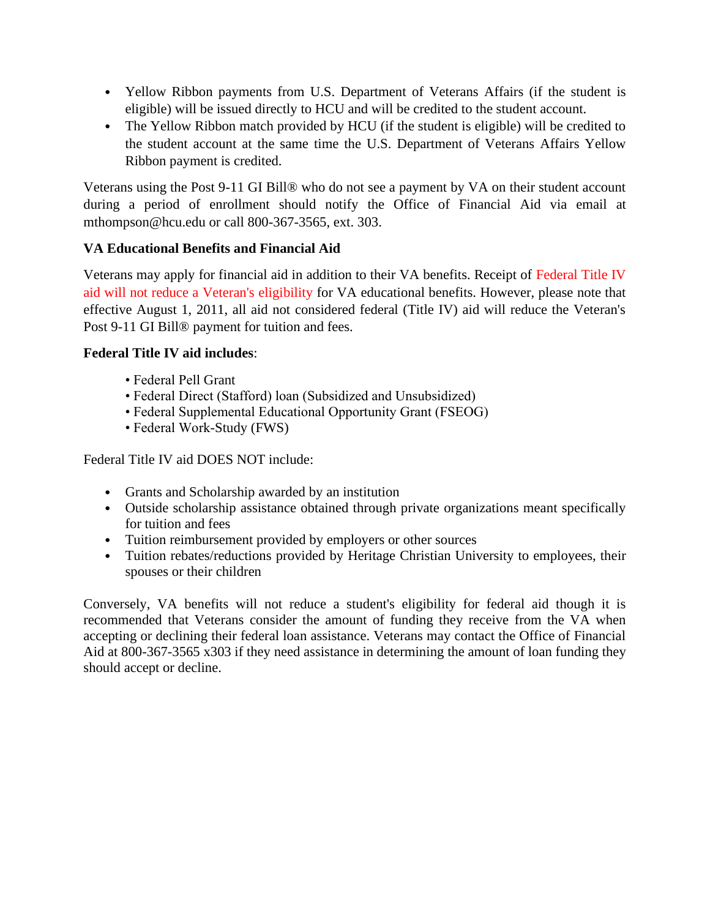- Yellow Ribbon payments from U.S. Department of Veterans Affairs (if the student is eligible) will be issued directly to HCU and will be credited to the student account.
- The Yellow Ribbon match provided by HCU (if the student is eligible) will be credited to the student account at the same time the U.S. Department of Veterans Affairs Yellow Ribbon payment is credited.

Veterans using the Post 9-11 GI Bill® who do not see a payment by VA on their student account during a period of enrollment should notify the Office of Financial Aid via email at mthompson@hcu.edu or call 800-367-3565, ext. 303.

**VA Educational Benefits and Financial Aid**

Veterans may apply for financial aid in addition to their VA benefits. Receipt of Federal Title IV aid will not reduce a Veteran's eligibility for VA educational benefits. However, please note that effective August 1, 2011, all aid not considered federal (Title IV) aid will reduce the Veteran's Post 9-11 GI Bill® payment for tuition and fees.

**Federal Title IV aid includes**:

- Federal Pell Grant
- Federal Direct (Stafford) loan (Subsidized and Unsubsidized)
- Federal Supplemental Educational Opportunity Grant (FSEOG)
- Federal Work-Study (FWS)

Federal Title IV aid DOES NOT include:

- Grants and Scholarship awarded by an institution
- Outside scholarship assistance obtained through private organizations meant specifically for tuition and fees
- Tuition reimbursement provided by employers or other sources
- Tuition rebates/reductions provided by Heritage Christian University to employees, their spouses or their children

Conversely, VA benefits will not reduce a student's eligibility for federal aid though it is recommended that Veterans consider the amount of funding they receive from the VA when accepting or declining their federal loan assistance. Veterans may contact the Office of Financial Aid at 800-367-3565 x303 if they need assistance in determining the amount of loan funding they should accept or decline.